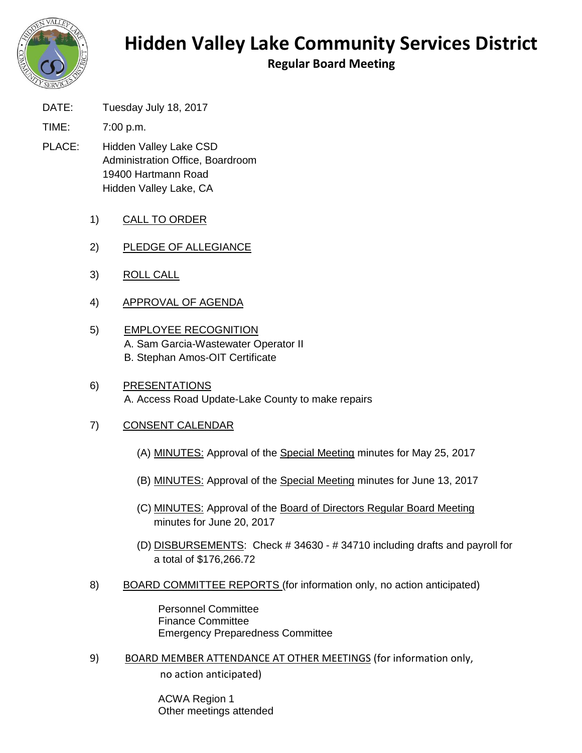# Hidden Valley Lake Community Services District

## Regular Board Meeting

DATE: Tuesday July 18, 2017

TIME: 7:00 p.m.

PLACE: Hidden Valley Lake CSD
Administration Office, Boardroom
19400 Hartmann Road
Hidden Valley Lake, CA

1) CALL TO ORDER

2) PLEDGE OF ALLEGIANCE

3) ROLL CALL

4) APPROVAL OF AGENDA

5) EMPLOYEE RECOGNITION
   A. Sam Garcia-Wastewater Operator II
   B. Stephan Amos-OIT Certificate

6) PRESENTATIONS
   A. Access Road Update-Lake County to make repairs

7) CONSENT CALENDAR

   (A) MINUTES: Approval of the Special Meeting minutes for May 25, 2017

   (B) MINUTES: Approval of the Special Meeting minutes for June 13, 2017

   (C) MINUTES: Approval of the Board of Directors Regular Board Meeting minutes for June 20, 2017

   (D) DISBURSEMENTS: Check # 34630 - # 34710 including drafts and payroll for a total of $176,266.72

8) BOARD COMMITTEE REPORTS (for information only, no action anticipated)

   Personnel Committee
   Finance Committee
   Emergency Preparedness Committee

9) BOARD MEMBER ATTENDANCE AT OTHER MEETINGS (for information only, no action anticipated)

   ACWA Region 1
   Other meetings attended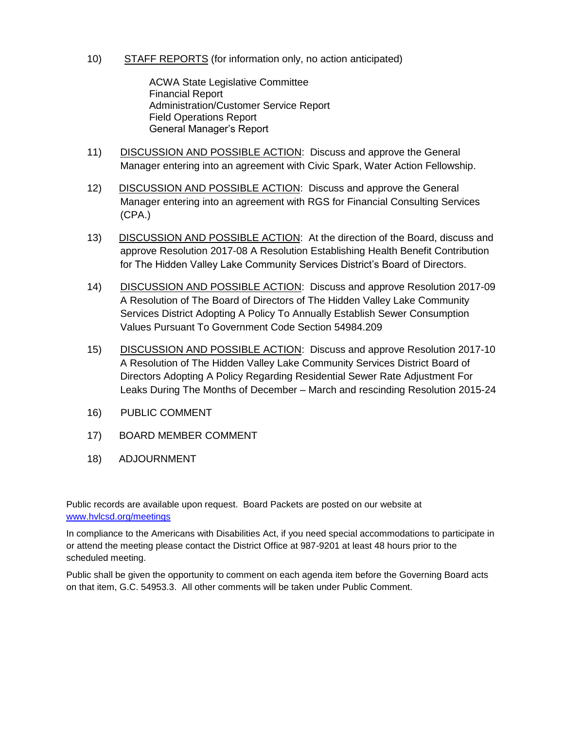10) <u>STAFF REPORTS</u> (for information only, no action anticipated)

ACWA State Legislative Committee
Financial Report
Administration/Customer Service Report
Field Operations Report
General Manager's Report

11) <u>DISCUSSION AND POSSIBLE ACTION</u>: Discuss and approve the General Manager entering into an agreement with Civic Spark, Water Action Fellowship.

12) <u>DISCUSSION AND POSSIBLE ACTION</u>: Discuss and approve the General Manager entering into an agreement with RGS for Financial Consulting Services (CPA.)

13) <u>DISCUSSION AND POSSIBLE ACTION</u>: At the direction of the Board, discuss and approve Resolution 2017-08 A Resolution Establishing Health Benefit Contribution for The Hidden Valley Lake Community Services District's Board of Directors.

14) <u>DISCUSSION AND POSSIBLE ACTION</u>: Discuss and approve Resolution 2017-09 A Resolution of The Board of Directors of The Hidden Valley Lake Community Services District Adopting A Policy To Annually Establish Sewer Consumption Values Pursuant To Government Code Section 54984.209

15) <u>DISCUSSION AND POSSIBLE ACTION</u>: Discuss and approve Resolution 2017-10 A Resolution of The Hidden Valley Lake Community Services District Board of Directors Adopting A Policy Regarding Residential Sewer Rate Adjustment For Leaks During The Months of December – March and rescinding Resolution 2015-24

16) PUBLIC COMMENT

17) BOARD MEMBER COMMENT

18) ADJOURNMENT

Public records are available upon request. Board Packets are posted on our website at [www.hvlcsd.org/meetings](http://www.hvlcsd.org/meetings)

In compliance to the Americans with Disabilities Act, if you need special accommodations to participate in or attend the meeting please contact the District Office at 987-9201 at least 48 hours prior to the scheduled meeting.

Public shall be given the opportunity to comment on each agenda item before the Governing Board acts on that item, G.C. 54953.3. All other comments will be taken under Public Comment.